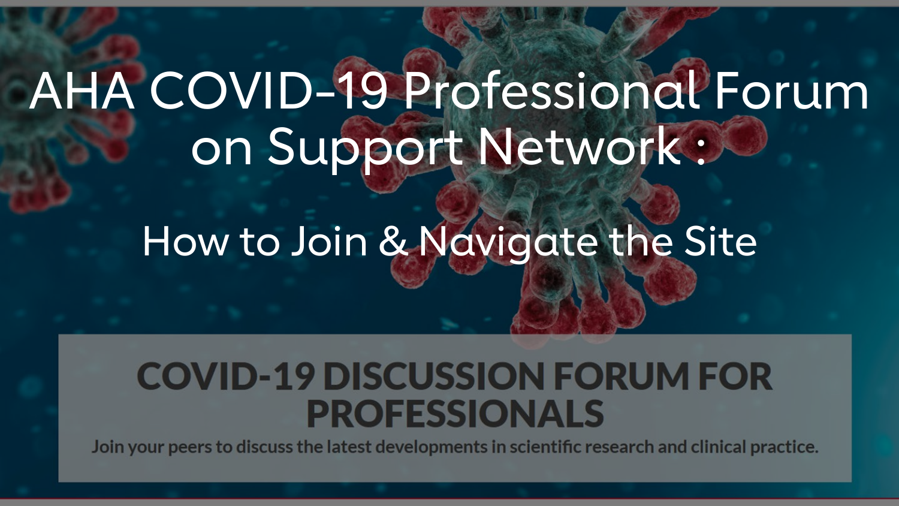# AHA COVID-19 Professional Forum on Support Network :

## How to Join & Navigate the Site

**COVID-19 DISCUSSION FORUM FOR PROFESSIONALS**

Join your peers to discuss the latest developments in scientific research and clinical practice.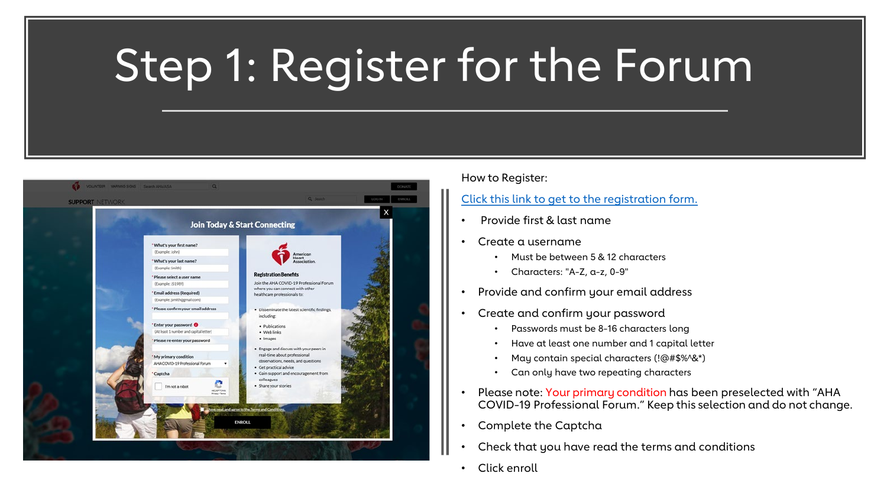# Step 1: Register for the Forum

How to Register:

Click this link to get to the registration form.

- Provide first & last name
- Create a username
  - Must be between 5 & 12 characters
  - Characters: "A-Z, a-z, 0-9"
- Provide and confirm your email address
- Create and confirm your password
  - Passwords must be 8-16 characters long
  - Have at least one number and 1 capital letter
  - May contain special characters (!@#$%^&*)
  - Can only have two repeating characters
- Please note: Your primary condition has been preselected with "AHA COVID-19 Professional Forum." Keep this selection and do not change.
- Complete the Captcha
- Check that you have read the terms and conditions
- Click enroll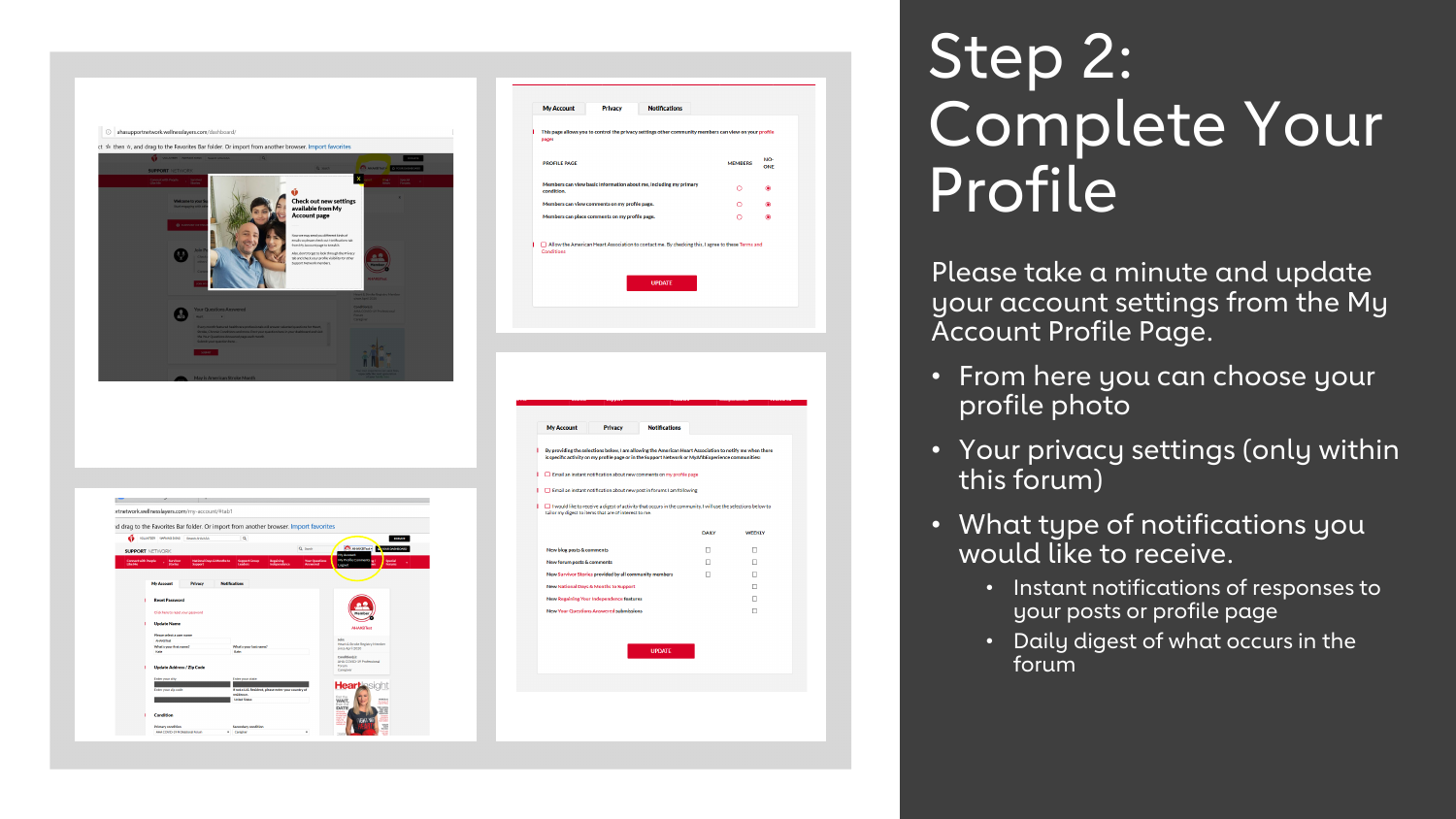# Step 2: Complete Your Profile

Please take a minute and update your account settings from the My Account Profile Page.

- From here you can choose your profile photo
- Your privacy settings (only within this forum)
- What type of notifications you would like to receive.
  - Instant notifications of responses to your posts or profile page
  - Daily digest of what occurs in the forum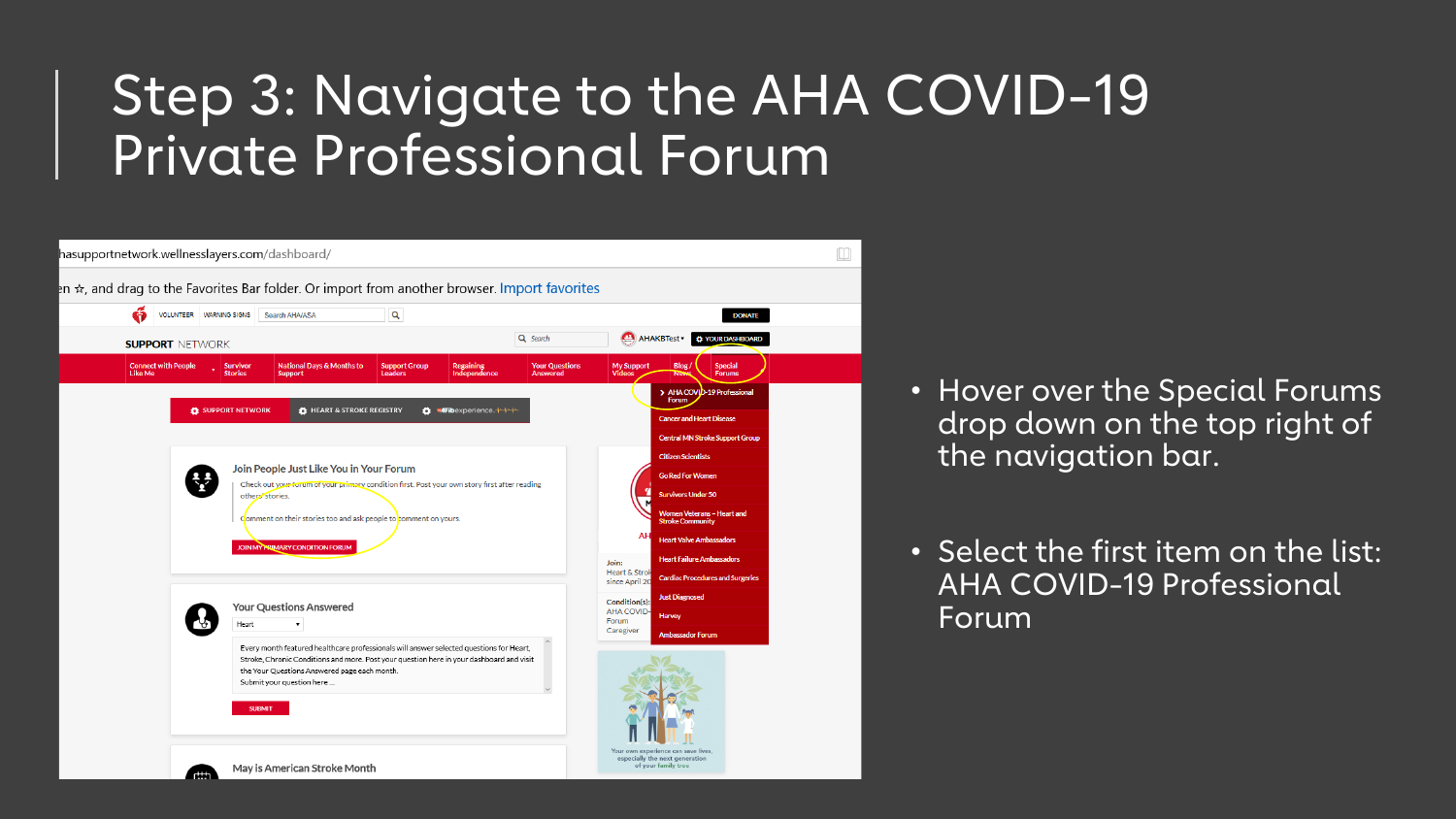# Step 3: Navigate to the AHA COVID-19 Private Professional Forum

- Hover over the Special Forums drop down on the top right of the navigation bar.
- Select the first item on the list: AHA COVID-19 Professional Forum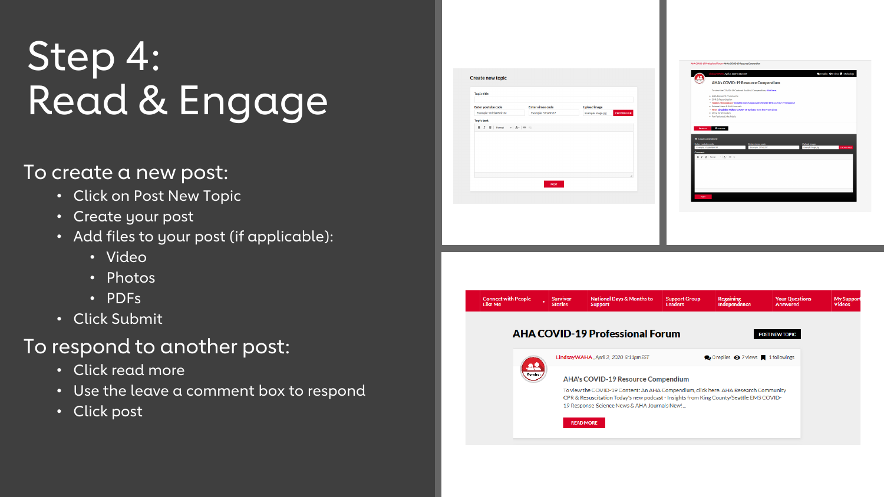# Step 4: Read & Engage

To create a new post:

- Click on Post New Topic
- Create your post
- Add files to your post (if applicable):
  - Video
  - Photos
  - PDFs
- Click Submit

To respond to another post:

- Click read more
- Use the leave a comment box to respond
- Click post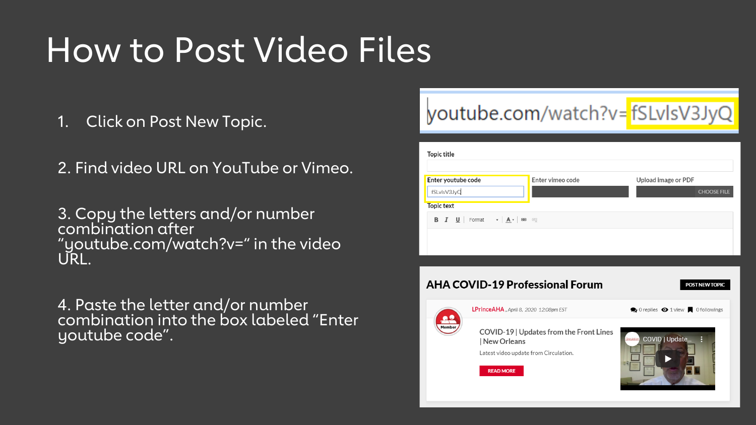# How to Post Video Files

1. Click on Post New Topic.

2. Find video URL on YouTube or Vimeo.

3. Copy the letters and/or number combination after "youtube.com/watch?v=" in the video URL.

4. Paste the letter and/or number combination into the box labeled "Enter youtube code".

youtube.com/watch?v=fSLvlsV3JyQ

Topic title

Enter youtube code

fSLvlsV3JyQ

Enter vimeo code

Upload image or PDF

CHOOSE FILE

Topic text

**AHA COVID-19 Professional Forum**

POST NEW TOPIC

LPrinceAHA, April 8, 2020 12:08pm EST

0 replies 1 view 0 followings

COVID-19 | Updates from the Front Lines | New Orleans

Latest video update from Circulation.

READ MORE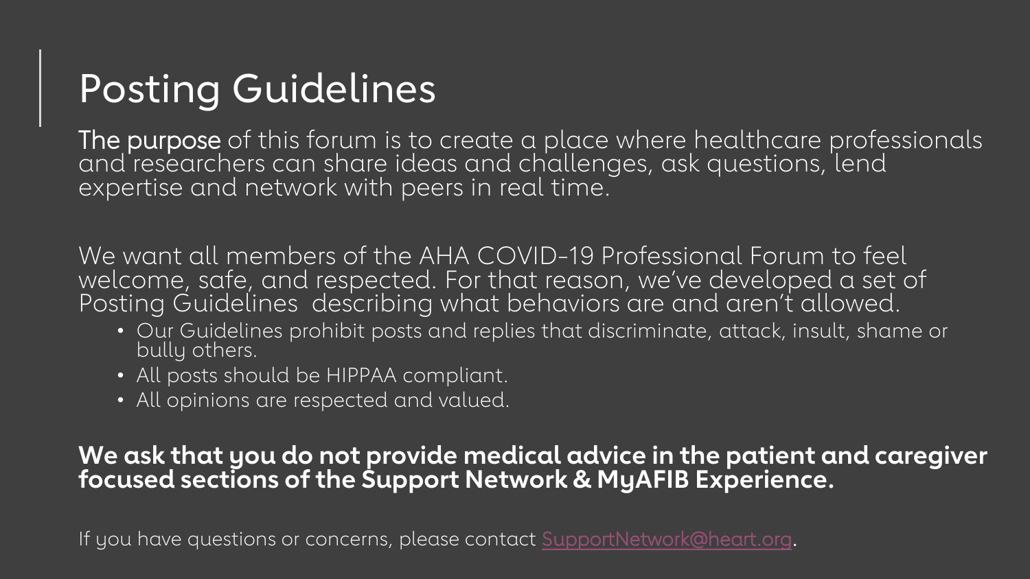# Posting Guidelines

The purpose of this forum is to create a place where healthcare professionals and researchers can share ideas and challenges, ask questions, lend expertise and network with peers in real time.

We want all members of the AHA COVID-19 Professional Forum to feel welcome, safe, and respected. For that reason, we've developed a set of Posting Guidelines describing what behaviors are and aren't allowed.

- Our Guidelines prohibit posts and replies that discriminate, attack, insult, shame or bully others.
- All posts should be HIPPAA compliant.
- All opinions are respected and valued.

**We ask that you do not provide medical advice in the patient and caregiver focused sections of the Support Network & MyAFIB Experience.**

If you have questions or concerns, please contact SupportNetwork@heart.org.